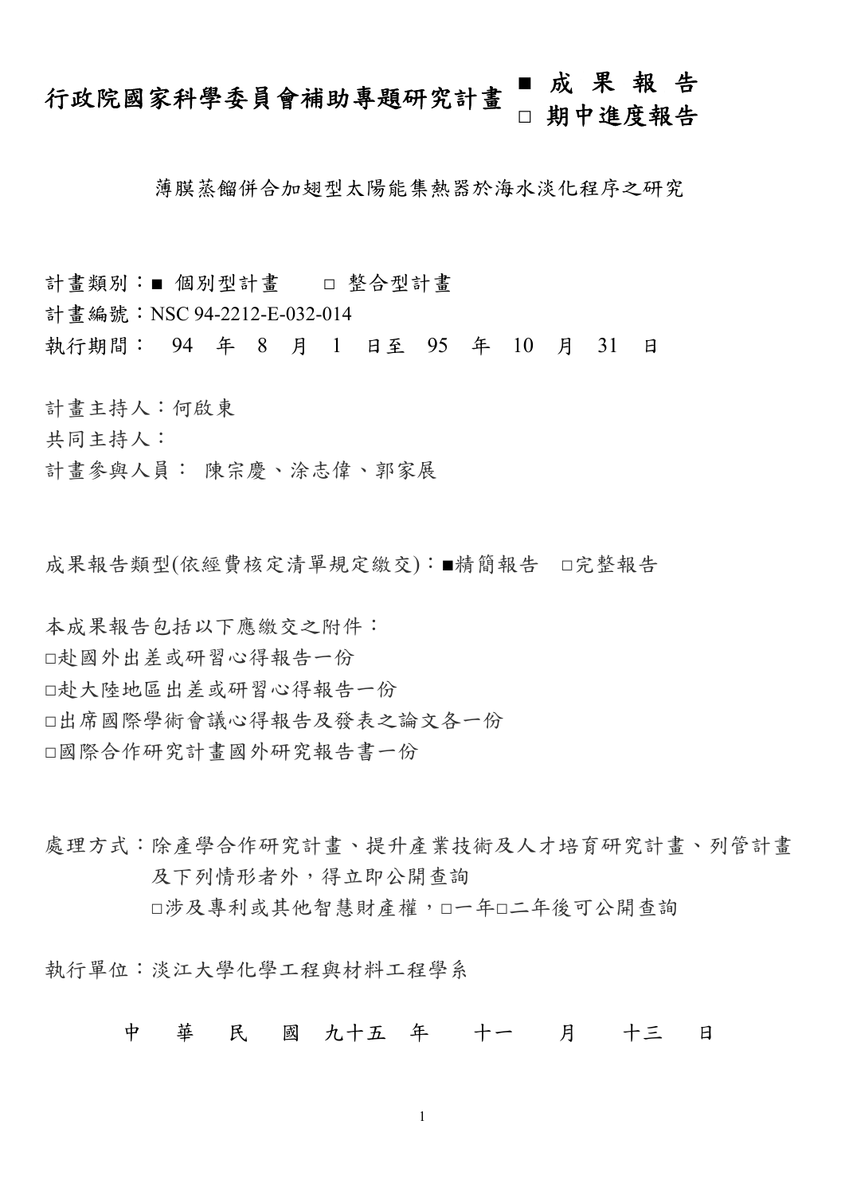# 行政院國家科學委員會補助專題研究計畫 ■ 成 果 報 告 □ 期中進度報告

薄膜蒸餾併合加翅型太陽能集熱器於海水淡化程序之研究

計畫類別：■ 個別型計畫　　□ 整合型計畫

計畫編號：NSC 94-2212-E-032-014

執行期間：　94　年　8　月　1　日至　95　年　10　月　31　日

計畫主持人：何啟東

共同主持人：

計畫參與人員： 陳宗慶、涂志偉、郭家展

成果報告類型(依經費核定清單規定繳交)：■精簡報告　□完整報告

本成果報告包括以下應繳交之附件：

□赴國外出差或研習心得報告一份

□赴大陸地區出差或研習心得報告一份

□出席國際學術會議心得報告及發表之論文各一份

□國際合作研究計畫國外研究報告書一份

處理方式：除產學合作研究計畫、提升產業技術及人才培育研究計畫、列管計畫及下列情形者外，得立即公開查詢

□涉及專利或其他智慧財產權，□一年□二年後可公開查詢

執行單位：淡江大學化學工程與材料工程學系

中　華　民　國　九十五　年　十一　月　十三　日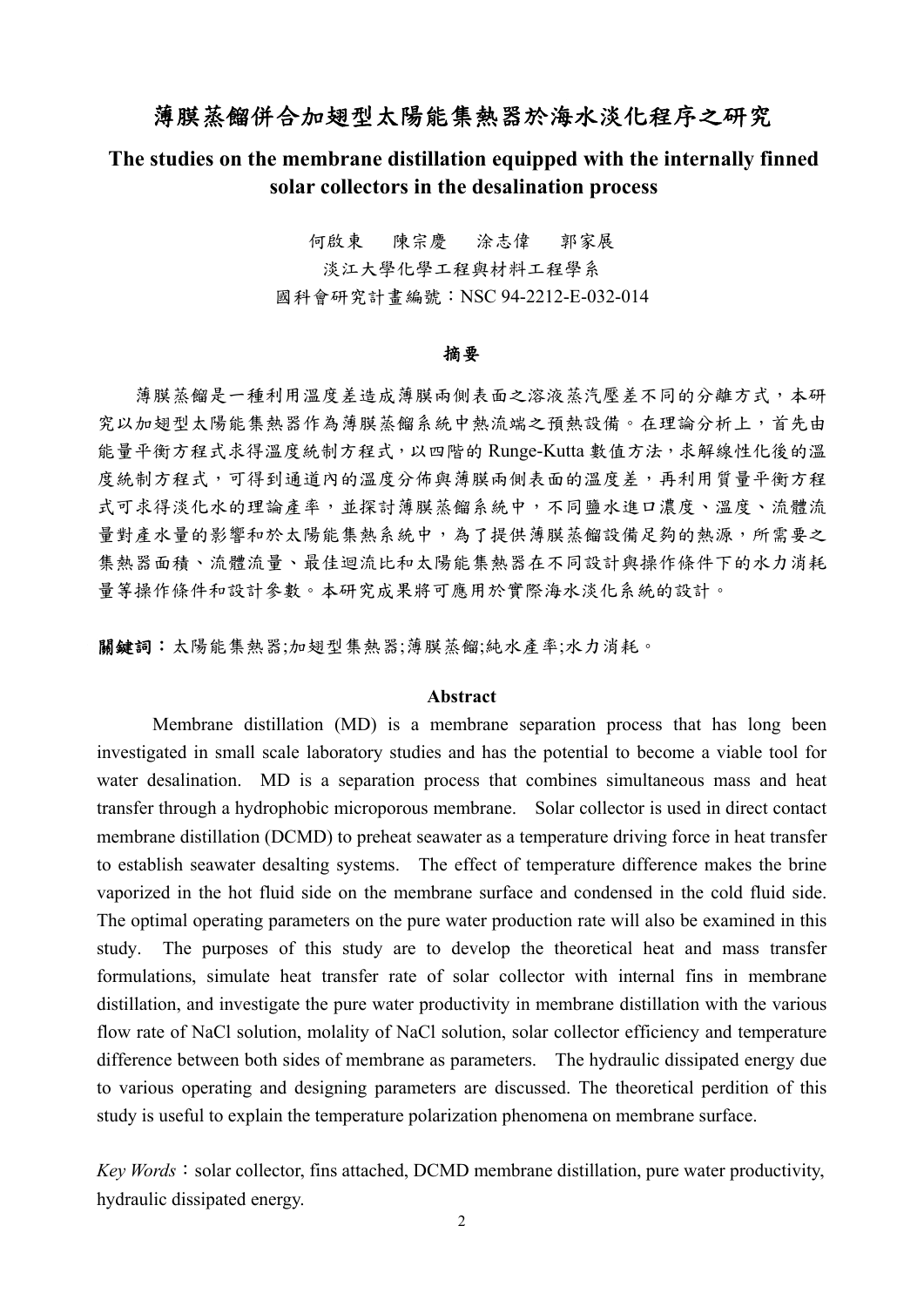# 薄膜蒸餾併合加翅型太陽能集熱器於海水淡化程序之研究

## The studies on the membrane distillation equipped with the internally finned solar collectors in the desalination process

何啟東　　陳宗慶　　涂志偉　　郭家展

淡江大學化學工程與材料工程學系

國科會研究計畫編號：NSC 94-2212-E-032-014

### 摘要

薄膜蒸餾是一種利用溫度差造成薄膜兩側表面之溶液蒸汽壓差不同的分離方式，本研究以加翅型太陽能集熱器作為薄膜蒸餾系統中熱流端之預熱設備。在理論分析上，首先由能量平衡方程式求得溫度統制方程式，以四階的 Runge-Kutta 數值方法，求解線性化後的溫度統制方程式，可得到通道內的溫度分佈與薄膜兩側表面的溫度差，再利用質量平衡方程式可求得淡化水的理論產率，並探討薄膜蒸餾系統中，不同鹽水進口濃度、溫度、流體流量對產水量的影響和於太陽能集熱系統中，為了提供薄膜蒸餾設備足夠的熱源，所需要之集熱器面積、流體流量、最佳迴流比和太陽能集熱器在不同設計與操作條件下的水力消耗量等操作條件和設計參數。本研究成果將可應用於實際海水淡化系統的設計。

**關鍵詞**：太陽能集熱器;加翅型集熱器;薄膜蒸餾;純水產率;水力消耗。

### Abstract

Membrane distillation (MD) is a membrane separation process that has long been investigated in small scale laboratory studies and has the potential to become a viable tool for water desalination. MD is a separation process that combines simultaneous mass and heat transfer through a hydrophobic microporous membrane. Solar collector is used in direct contact membrane distillation (DCMD) to preheat seawater as a temperature driving force in heat transfer to establish seawater desalting systems. The effect of temperature difference makes the brine vaporized in the hot fluid side on the membrane surface and condensed in the cold fluid side. The optimal operating parameters on the pure water production rate will also be examined in this study. The purposes of this study are to develop the theoretical heat and mass transfer formulations, simulate heat transfer rate of solar collector with internal fins in membrane distillation, and investigate the pure water productivity in membrane distillation with the various flow rate of NaCl solution, molality of NaCl solution, solar collector efficiency and temperature difference between both sides of membrane as parameters. The hydraulic dissipated energy due to various operating and designing parameters are discussed. The theoretical perdition of this study is useful to explain the temperature polarization phenomena on membrane surface.

*Key Words*：solar collector, fins attached, DCMD membrane distillation, pure water productivity, hydraulic dissipated energy.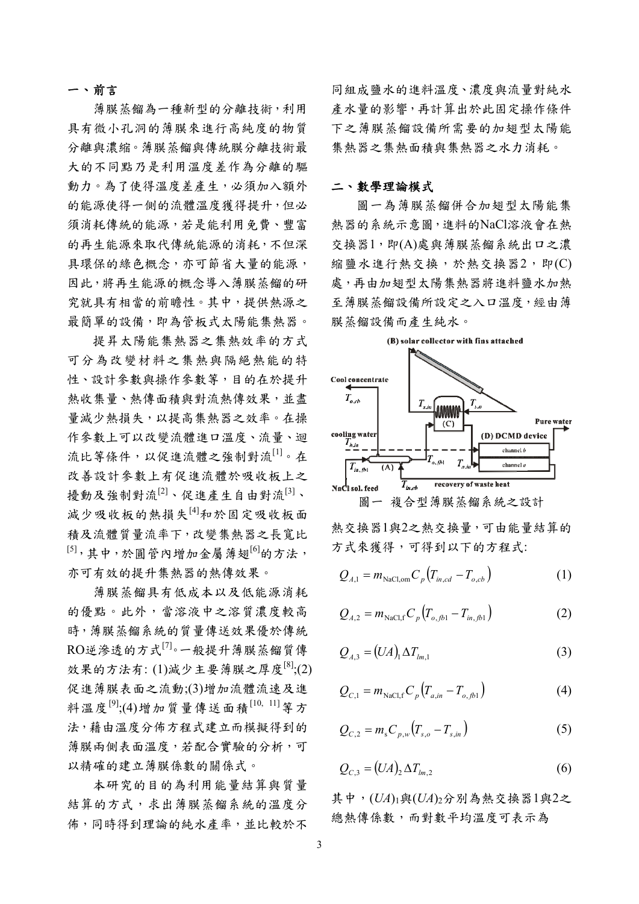## 一、前言

薄膜蒸餾為一種新型的分離技術，利用具有微小孔洞的薄膜來進行高純度的物質分離與濃縮。薄膜蒸餾與傳統膜分離技術最大的不同點乃是利用溫度差作為分離的驅動力。為了使得溫度差產生，必須加入額外的能源使得一側的流體溫度獲得提升，但必須消耗傳統的能源，若是能利用免費、豐富的再生能源來取代傳統能源的消耗，不但深具環保的綠色概念，亦可節省大量的能源，因此，將再生能源的概念導入薄膜蒸餾的研究就具有相當的前瞻性。其中，提供熱源之最簡單的設備，即為管板式太陽能集熱器。

提昇太陽能集熱器之集熱效率的方式可分為改變材料之集熱與隔絕熱能的特性、設計參數與操作參數等，目的在於提升熱收集量、熱傳面積與對流熱傳效果，並盡量減少熱損失，以提高集熱器之效率。在操作參數上可以改變流體進口溫度、流量、迴流比等條件，以促進流體之強制對流[1]。在改善設計參數上有促進流體於吸收板上之擾動及強制對流[2]、促進產生自由對流[3]、減少吸收板的熱損失[4]和於固定吸收板面積及流體質量流率下，改變集熱器之長寬比[5]，其中，於圓管內增加金屬薄翅[6]的方法，亦可有效的提升集熱器的熱傳效果。

薄膜蒸餾具有低成本以及低能源消耗的優點。此外，當溶液中之溶質濃度較高時，薄膜蒸餾系統的質量傳送效果優於傳統RO逆滲透的方式[7]。一般提升薄膜蒸餾質傳效果的方法有: (1)減少主要薄膜之厚度[8];(2)促進薄膜表面之流動;(3)增加流體流速及進料溫度[9];(4)增加質量傳送面積[10, 11]等方法，藉由溫度分佈方程式建立而模擬得到的薄膜兩側表面溫度，若配合實驗的分析，可以精確的建立薄膜係數的關係式。

本研究的目的為利用能量結算與質量結算的方式，求出薄膜蒸餾系統的溫度分佈，同時得到理論的純水產率，並比較於不同組成鹽水的進料溫度、濃度與流量對純水產水量的影響，再計算出於此固定操作條件下之薄膜蒸餾設備所需要的加翅型太陽能集熱器之集熱面積與集熱器之水力消耗。

## 二、數學理論模式

圖一為薄膜蒸餾併合加翅型太陽能集熱器的系統示意圖，進料的NaCl溶液會在熱交換器1，即(A)處與薄膜蒸餾系統出口之濃縮鹽水進行熱交換，於熱交換器2，即(C)處，再由加翅型太陽集熱器將進料鹽水加熱至薄膜蒸餾設備所設定之入口溫度，經由薄膜蒸餾設備而產生純水。

圖一 複合型薄膜蒸餾系統之設計

熱交換器1與2之熱交換量，可由能量結算的方式來獲得，可得到以下的方程式:

$$Q_{A,1} = m_{\mathrm{NaCl,om}} C_p \left(T_{in,cd} - T_{o,cb}\right) \tag{1}$$

$$Q_{A,2} = m_{\mathrm{NaCl,f}} C_p \left(T_{o,fb1} - T_{in,fb1}\right) \tag{2}$$

$$Q_{A,3} = (UA)_1 \Delta T_{lm,1} \tag{3}$$

$$Q_{C,1} = m_{\mathrm{NaCl,f}} C_p \left(T_{a,in} - T_{o,fb1}\right) \tag{4}$$

$$Q_{C,2} = m_s C_{p,w} \left(T_{s,o} - T_{s,in}\right) \tag{5}$$

$$Q_{C,3} = (UA)_2 \Delta T_{lm,2} \tag{6}$$

其中，$(UA)_1$與$(UA)_2$分別為熱交換器1與2之總熱傳係數，而對數平均溫度可表示為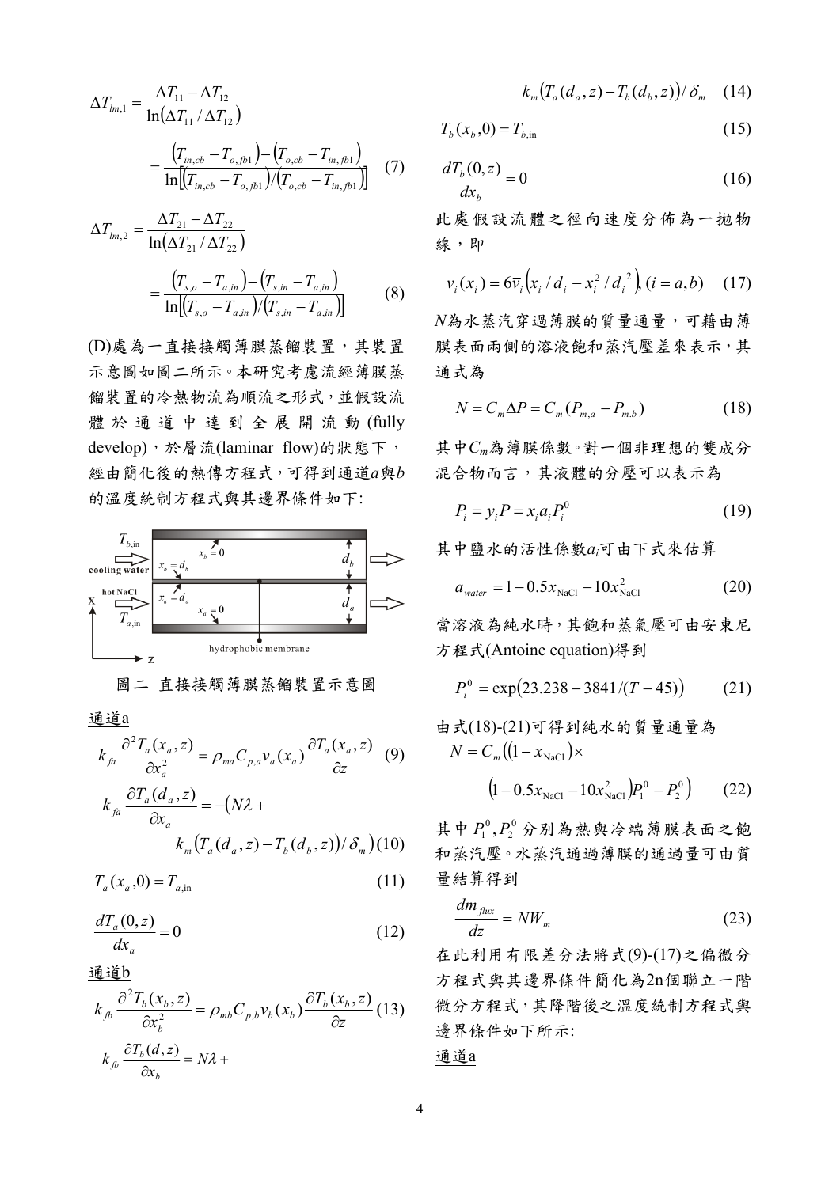$$\Delta T_{lm,1} = \frac{\Delta T_{11} - \Delta T_{12}}{\ln(\Delta T_{11}/\Delta T_{12})}$$

$$= \frac{(T_{in,cb} - T_{o,fb1}) - (T_{o,cb} - T_{in,fb1})}{\ln[(T_{in,cb} - T_{o,fb1})/(T_{o,cb} - T_{in,fb1})]} \quad (7)$$

$$\Delta T_{lm,2} = \frac{\Delta T_{21} - \Delta T_{22}}{\ln(\Delta T_{21}/\Delta T_{22})}$$

$$= \frac{(T_{s,o} - T_{a,in}) - (T_{s,in} - T_{a,in})}{\ln[(T_{s,o} - T_{a,in})/(T_{s,in} - T_{a,in})]} \quad (8)$$

(D)處為一直接接觸薄膜蒸餾裝置，其裝置示意圖如圖二所示。本研究考慮流經薄膜蒸餾裝置的冷熱物流為順流之形式，並假設流體於通道中達到全展開流動(fully develop)，於層流(laminar flow)的狀態下，經由簡化後的熱傳方程式，可得到通道$a$與$b$的溫度統制方程式與其邊界條件如下:

圖二 直接接觸薄膜蒸餾裝置示意圖

通道a

$$k_{fa}\frac{\partial^2 T_a(x_a,z)}{\partial x_a^2} = \rho_{ma} C_{p,a} v_a(x_a)\frac{\partial T_a(x_a,z)}{\partial z} \quad (9)$$

$$k_{fa}\frac{\partial T_a(d_a,z)}{\partial x_a} = -(N\lambda + k_m(T_a(d_a,z) - T_b(d_b,z))/\delta_m) \quad (10)$$

$$T_a(x_a,0) = T_{a,\text{in}} \quad (11)$$

$$\frac{dT_a(0,z)}{dx_a} = 0 \quad (12)$$

通道b

$$k_{fb}\frac{\partial^2 T_b(x_b,z)}{\partial x_b^2} = \rho_{mb} C_{p,b} v_b(x_b)\frac{\partial T_b(x_b,z)}{\partial z} \quad (13)$$

$$k_{fb}\frac{\partial T_b(d,z)}{\partial x_b} = N\lambda + k_m(T_a(d_a,z) - T_b(d_b,z))/\delta_m \quad (14)$$

$$T_b(x_b,0) = T_{b,\text{in}} \quad (15)$$

$$\frac{dT_b(0,z)}{dx_b} = 0 \quad (16)$$

此處假設流體之徑向速度分佈為一拋物線，即

$$v_i(x_i) = 6\bar{v}_i(x_i/d_i - x_i^2/d_i^2),\ (i = a,b) \quad (17)$$

$N$為水蒸汽穿過薄膜的質量通量，可藉由薄膜表面兩側的溶液飽和蒸汽壓差來表示，其通式為

$$N = C_m \Delta P = C_m(P_{m,a} - P_{m,b}) \quad (18)$$

其中$C_m$為薄膜係數。對一個非理想的雙成分混合物而言，其液體的分壓可以表示為

$$P_i = y_i P = x_i a_i P_i^0 \quad (19)$$

其中鹽水的活性係數$a_i$可由下式來估算

$$a_{water} = 1 - 0.5x_{\text{NaCl}} - 10x_{\text{NaCl}}^2 \quad (20)$$

當溶液為純水時，其飽和蒸氣壓可由安東尼方程式(Antoine equation)得到

$$P_i^0 = \exp(23.238 - 3841/(T-45)) \quad (21)$$

由式(18)-(21)可得到純水的質量通量為

$$N = C_m((1 - x_{\text{NaCl}}) \times (1 - 0.5x_{\text{NaCl}} - 10x_{\text{NaCl}}^2)P_1^0 - P_2^0) \quad (22)$$

其中$P_1^0, P_2^0$分別為熱與冷端薄膜表面之飽和蒸汽壓。水蒸汽通過薄膜的通過量可由質量結算得到

$$\frac{dm_{flux}}{dz} = NW_m \quad (23)$$

在此利用有限差分法將式(9)-(17)之偏微分方程式與其邊界條件簡化為2n個聯立一階微分方程式，其降階後之溫度統制方程式與邊界條件如下所示:

通道a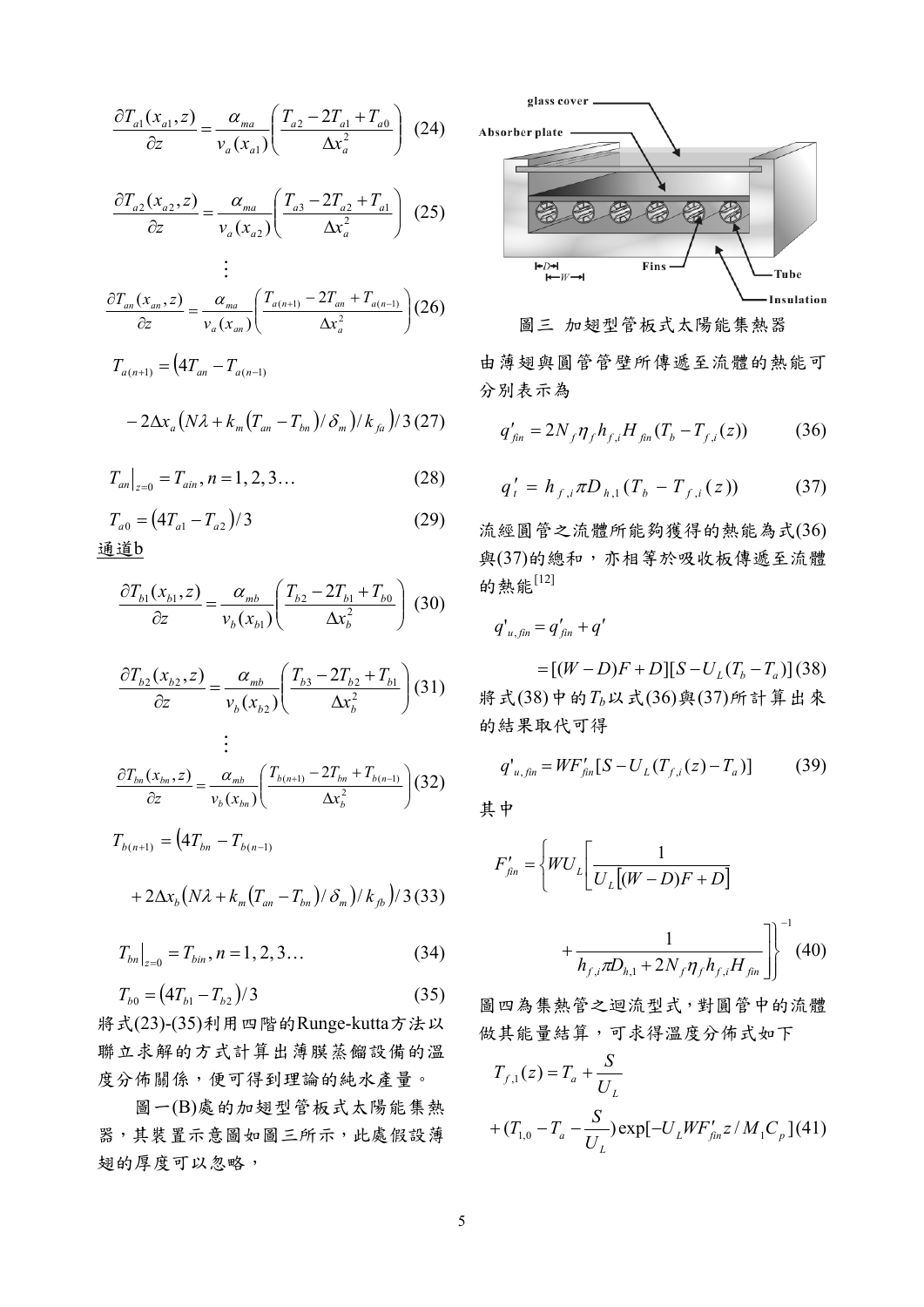$$\frac{\partial T_{a1}(x_{a1},z)}{\partial z}=\frac{\alpha_{ma}}{v_a(x_{a1})}\left(\frac{T_{a2}-2T_{a1}+T_{a0}}{\Delta x_a^2}\right) \quad (24)$$

$$\frac{\partial T_{a2}(x_{a2},z)}{\partial z}=\frac{\alpha_{ma}}{v_a(x_{a2})}\left(\frac{T_{a3}-2T_{a2}+T_{a1}}{\Delta x_a^2}\right) \quad (25)$$

$$\vdots$$

$$\frac{\partial T_{an}(x_{an},z)}{\partial z}=\frac{\alpha_{ma}}{v_a(x_{an})}\left(\frac{T_{a(n+1)}-2T_{an}+T_{a(n-1)}}{\Delta x_a^2}\right) \quad (26)$$

$$T_{a(n+1)}=\left(4T_{an}-T_{a(n-1)}\right.$$

$$\left.-2\Delta x_a\left(N\lambda+k_m\left(T_{an}-T_{bn}\right)/\delta_m\right)/k_{fa}\right)/3 \quad (27)$$

$$T_{an}\big|_{z=0}=T_{ain},\ n=1,2,3\ldots \quad (28)$$

$$T_{a0}=\left(4T_{a1}-T_{a2}\right)/3 \quad (29)$$

通道b

$$\frac{\partial T_{b1}(x_{b1},z)}{\partial z}=\frac{\alpha_{mb}}{v_b(x_{b1})}\left(\frac{T_{b2}-2T_{b1}+T_{b0}}{\Delta x_b^2}\right) \quad (30)$$

$$\frac{\partial T_{b2}(x_{b2},z)}{\partial z}=\frac{\alpha_{mb}}{v_b(x_{b2})}\left(\frac{T_{b3}-2T_{b2}+T_{b1}}{\Delta x_b^2}\right) \quad (31)$$

$$\vdots$$

$$\frac{\partial T_{bn}(x_{bn},z)}{\partial z}=\frac{\alpha_{mb}}{v_b(x_{bn})}\left(\frac{T_{b(n+1)}-2T_{bn}+T_{b(n-1)}}{\Delta x_b^2}\right) \quad (32)$$

$$T_{b(n+1)}=\left(4T_{bn}-T_{b(n-1)}\right.$$

$$\left.+2\Delta x_b\left(N\lambda+k_m\left(T_{an}-T_{bn}\right)/\delta_m\right)/k_{fb}\right)/3 \quad (33)$$

$$T_{bn}\big|_{z=0}=T_{bin},\ n=1,2,3\ldots \quad (34)$$

$$T_{b0}=\left(4T_{b1}-T_{b2}\right)/3 \quad (35)$$

將式(23)-(35)利用四階的Runge-kutta方法以聯立求解的方式計算出薄膜蒸餾設備的溫度分佈關係，便可得到理論的純水產量。

圖一(B)處的加翅型管板式太陽能集熱器，其裝置示意圖如圖三所示，此處假設薄翅的厚度可以忽略，

圖三 加翅型管板式太陽能集熱器

由薄翅與圓管管壁所傳遞至流體的熱能可分別表示為

$$q'_{fin}=2N_f\eta_f h_{f,i}H_{fin}(T_b-T_{f,i}(z)) \quad (36)$$

$$q'_t=h_{f,i}\pi D_{h,1}(T_b-T_{f,i}(z)) \quad (37)$$

流經圓管之流體所能夠獲得的熱能為式(36)與(37)的總和，亦相等於吸收板傳遞至流體的熱能[12]

$$q'_{u,fin}=q'_{fin}+q'$$

$$=[(W-D)F+D][S-U_L(T_b-T_a)] \quad (38)$$

將式(38)中的$T_b$以式(36)與(37)所計算出來的結果取代可得

$$q'_{u,fin}=WF'_{fin}[S-U_L(T_{f,i}(z)-T_a)] \quad (39)$$

其中

$$F'_{fin}=\left\{WU_L\left[\frac{1}{U_L\left[(W-D)F+D\right]}+\frac{1}{h_{f,i}\pi D_{h,1}+2N_f\eta_f h_{f,i}H_{fin}}\right]\right\}^{-1} \quad (40)$$

圖四為集熱管之迴流型式，對圓管中的流體做其能量結算，可求得溫度分佈式如下

$$T_{f,1}(z)=T_a+\frac{S}{U_L}$$

$$+(T_{1,0}-T_a-\frac{S}{U_L})\exp[-U_LWF'_{fin}z/M_1C_p] \quad (41)$$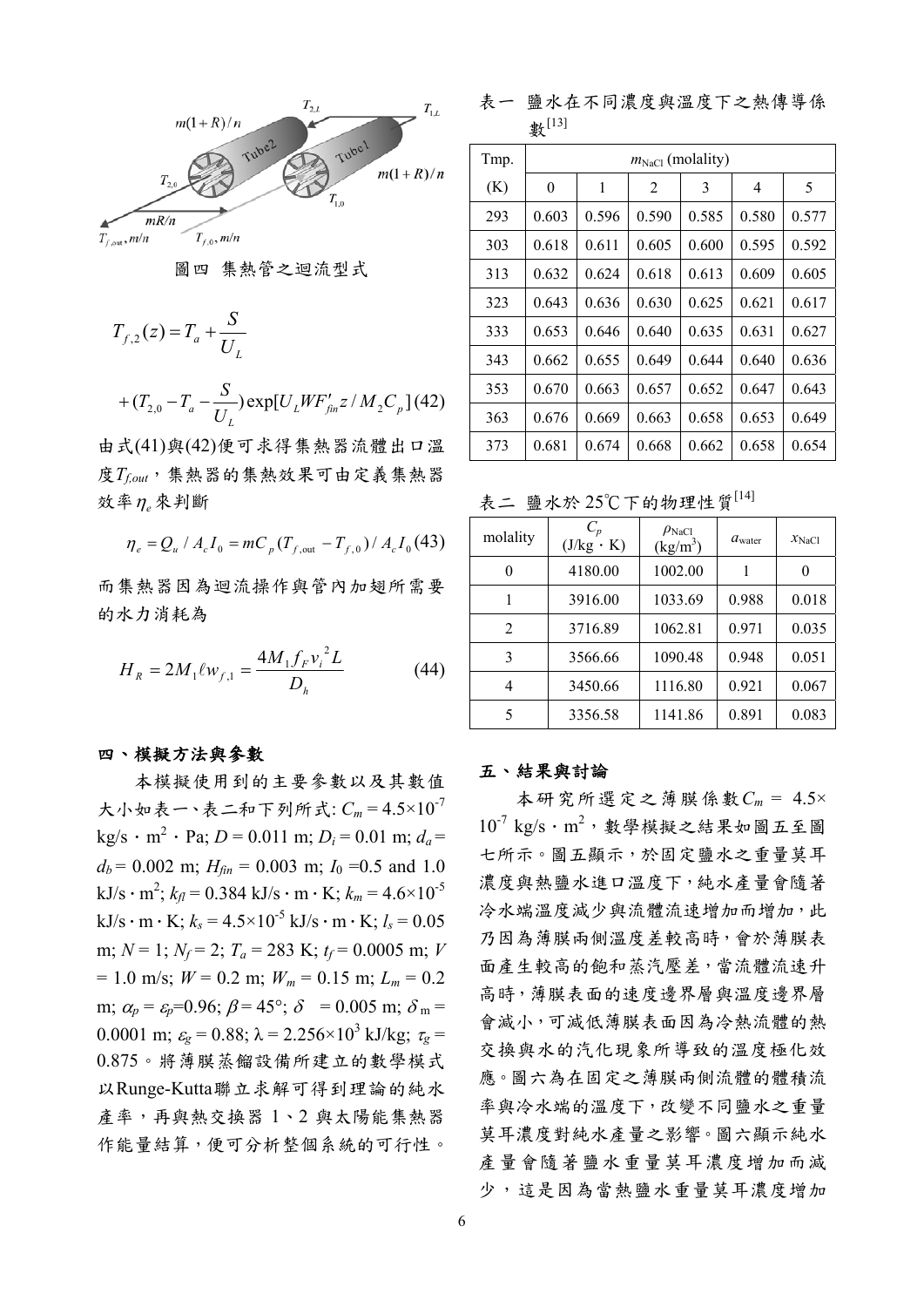圖四 集熱管之迴流型式

$$T_{f,2}(z) = T_a + \frac{S}{U_L}$$

$$+ (T_{2,0} - T_a - \frac{S}{U_L}) \exp[U_L W F'_{fin} z / M_2 C_p] \quad (42)$$

由式(41)與(42)便可求得集熱器流體出口溫度$T_{f,out}$，集熱器的集熱效果可由定義集熱器效率$\eta_e$來判斷

$$\eta_e = Q_u / A_c I_0 = m C_p (T_{f,\mathrm{out}} - T_{f,0}) / A_c I_0 \quad (43)$$

而集熱器因為迴流操作與管內加翅所需要的水力消耗為

$$H_R = 2 M_1 \ell w_{f,1} = \frac{4 M_1 f_F v_i^2 L}{D_h} \quad (44)$$

## 四、模擬方法與參數

本模擬使用到的主要參數以及其數值大小如表一、表二和下列所式: $C_m = 4.5\times10^{-7}$ kg/s · m$^2$ · Pa; $D$ = 0.011 m; $D_i$ = 0.01 m; $d_a = d_b$ = 0.002 m; $H_{fin}$ = 0.003 m; $I_0$ =0.5 and 1.0 kJ/s · m$^2$; $k_{fl}$ = 0.384 kJ/s · m · K; $k_m = 4.6\times10^{-5}$ kJ/s · m · K; $k_s = 4.5\times10^{-5}$ kJ/s · m · K; $l_s$ = 0.05 m; $N$ = 1; $N_f$ = 2; $T_a$ = 283 K; $t_f$ = 0.0005 m; $V$ = 1.0 m/s; $W$ = 0.2 m; $W_m$ = 0.15 m; $L_m$ = 0.2 m; $\alpha_p = \varepsilon_p$=0.96; $\beta$ = 45°; $\delta$ = 0.005 m; $\delta_m$ = 0.0001 m; $\varepsilon_g$ = 0.88; $\lambda = 2.256\times10^3$ kJ/kg; $\tau_g$ = 0.875。將薄膜蒸餾設備所建立的數學模式以Runge-Kutta聯立求解可得到理論的純水產率，再與熱交換器 1、2 與太陽能集熱器作能量結算，便可分析整個系統的可行性。

表一 鹽水在不同濃度與溫度下之熱傳導係數[13]

| Tmp. | $m_{\mathrm{NaCl}}$ (molality) | | | | | |
|---|---|---|---|---|---|---|
| (K) | 0 | 1 | 2 | 3 | 4 | 5 |
| 293 | 0.603 | 0.596 | 0.590 | 0.585 | 0.580 | 0.577 |
| 303 | 0.618 | 0.611 | 0.605 | 0.600 | 0.595 | 0.592 |
| 313 | 0.632 | 0.624 | 0.618 | 0.613 | 0.609 | 0.605 |
| 323 | 0.643 | 0.636 | 0.630 | 0.625 | 0.621 | 0.617 |
| 333 | 0.653 | 0.646 | 0.640 | 0.635 | 0.631 | 0.627 |
| 343 | 0.662 | 0.655 | 0.649 | 0.644 | 0.640 | 0.636 |
| 353 | 0.670 | 0.663 | 0.657 | 0.652 | 0.647 | 0.643 |
| 363 | 0.676 | 0.669 | 0.663 | 0.658 | 0.653 | 0.649 |
| 373 | 0.681 | 0.674 | 0.668 | 0.662 | 0.658 | 0.654 |

表二 鹽水於 25℃下的物理性質[14]

| molality | $C_p$ (J/kg · K) | $\rho_{\mathrm{NaCl}}$ (kg/m$^3$) | $a_{\mathrm{water}}$ | $x_{\mathrm{NaCl}}$ |
|---|---|---|---|---|
| 0 | 4180.00 | 1002.00 | 1 | 0 |
| 1 | 3916.00 | 1033.69 | 0.988 | 0.018 |
| 2 | 3716.89 | 1062.81 | 0.971 | 0.035 |
| 3 | 3566.66 | 1090.48 | 0.948 | 0.051 |
| 4 | 3450.66 | 1116.80 | 0.921 | 0.067 |
| 5 | 3356.58 | 1141.86 | 0.891 | 0.083 |

## 五、結果與討論

本研究所選定之薄膜係數$C_m$ = 4.5×10$^{-7}$ kg/s · m$^2$，數學模擬之結果如圖五至圖七所示。圖五顯示，於固定鹽水之重量莫耳濃度與熱鹽水進口溫度下，純水產量會隨著冷水端溫度減少與流體流速增加而增加，此乃因為薄膜兩側溫度差較高時，會於薄膜表面產生較高的飽和蒸汽壓差，當流體流速升高時，薄膜表面的速度邊界層與溫度邊界層會減小，可減低薄膜表面因為冷熱流體的熱交換與水的汽化現象所導致的溫度極化效應。圖六為在固定之薄膜兩側流體的體積流率與冷水端的溫度下，改變不同鹽水之重量莫耳濃度對純水產量之影響。圖六顯示純水產量會隨著鹽水重量莫耳濃度增加而減少，這是因為當熱鹽水重量莫耳濃度增加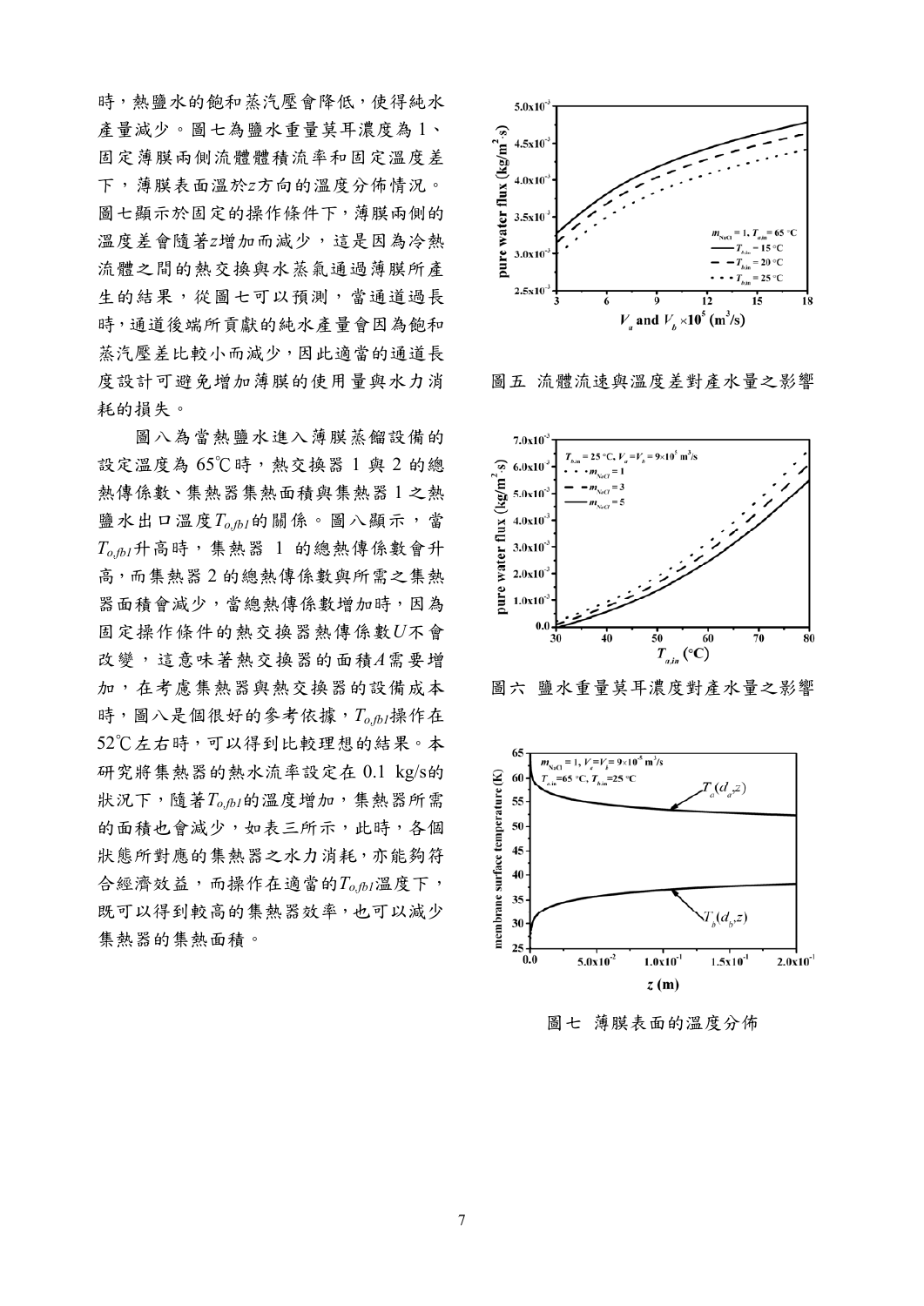時，熱鹽水的飽和蒸汽壓會降低，使得純水產量減少。圖七為鹽水重量莫耳濃度為 1、固定薄膜兩側流體體積流率和固定溫度差下，薄膜表面溫於$z$方向的溫度分佈情況。圖七顯示於固定的操作條件下，薄膜兩側的溫度差會隨著$z$增加而減少，這是因為冷熱流體之間的熱交換與水蒸氣通過薄膜所產生的結果，從圖七可以預測，當通道過長時，通道後端所貢獻的純水產量會因為飽和蒸汽壓差比較小而減少，因此適當的通道長度設計可避免增加薄膜的使用量與水力消耗的損失。

圖八為當熱鹽水進入薄膜蒸餾設備的設定溫度為 65℃時，熱交換器 1 與 2 的總熱傳係數、集熱器集熱面積與集熱器 1 之熱鹽水出口溫度$T_{o,fb1}$的關係。圖八顯示，當$T_{o,fb1}$升高時，集熱器 1 的總熱傳係數會升高，而集熱器 2 的總熱傳係數與所需之集熱器面積會減少，當總熱傳係數增加時，因為固定操作條件的熱交換器熱傳係數$U$不會改變，這意味著熱交換器的面積$A$需要增加，在考慮集熱器與熱交換器的設備成本時，圖八是個很好的參考依據，$T_{o,fb1}$操作在 52℃左右時，可以得到比較理想的結果。本研究將集熱器的熱水流率設定在 0.1 kg/s的狀況下，隨著$T_{o,fb1}$的溫度增加，集熱器所需的面積也會減少，如表三所示，此時，各個狀態所對應的集熱器之水力消耗，亦能夠符合經濟效益，而操作在適當的$T_{o,fb1}$溫度下，既可以得到較高的集熱器效率，也可以減少集熱器的集熱面積。

圖五 流體流速與溫度差對產水量之影響

圖六 鹽水重量莫耳濃度對產水量之影響

圖七 薄膜表面的溫度分佈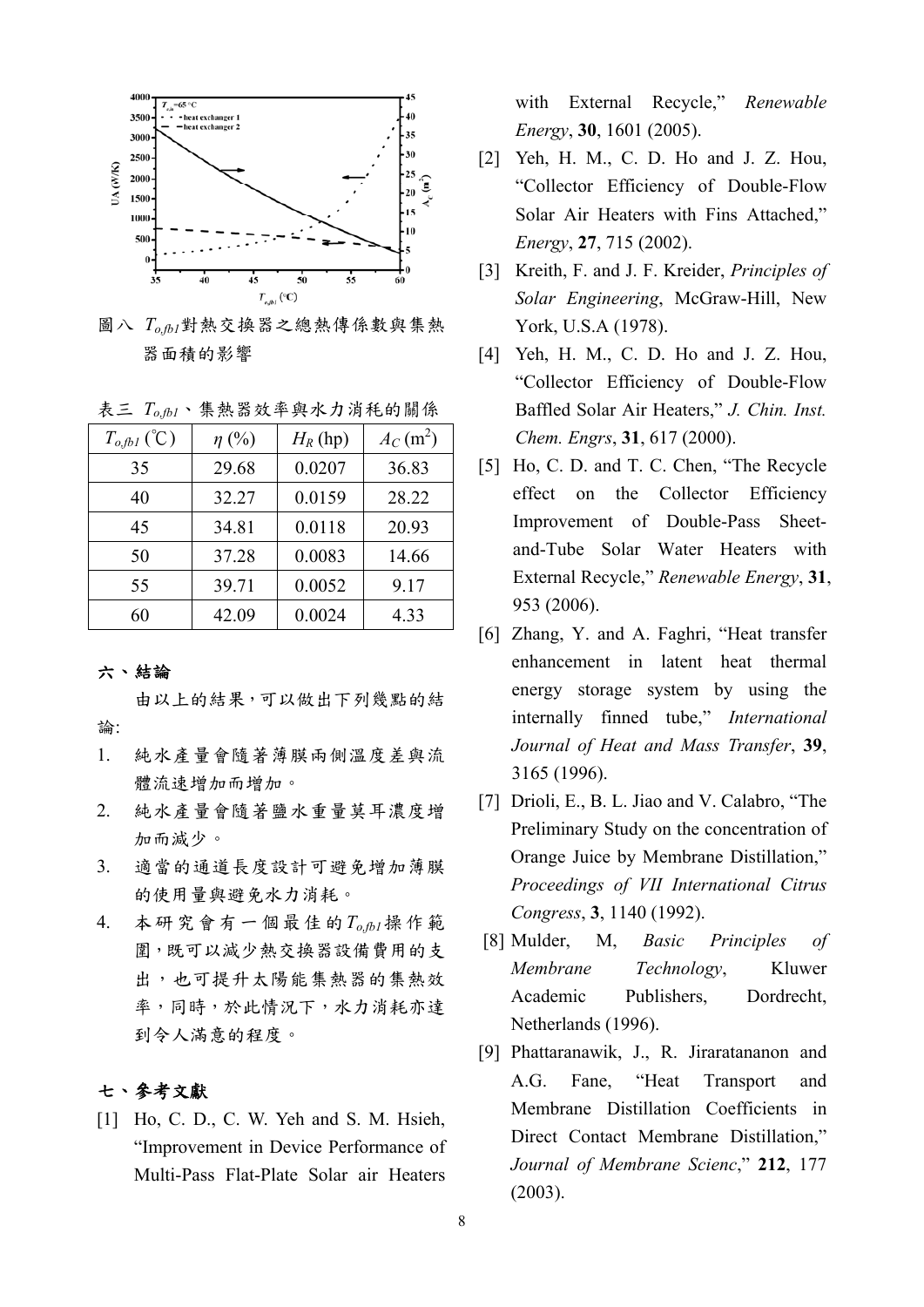圖八 $T_{o,fb1}$對熱交換器之總熱傳係數與集熱器面積的影響

表三 $T_{o,fb1}$、集熱器效率與水力消耗的關係

| $T_{o,fb1}$ (℃) | $\eta$ (%) | $H_R$ (hp) | $A_C$ ($m^2$) |
|---|---|---|---|
| 35 | 29.68 | 0.0207 | 36.83 |
| 40 | 32.27 | 0.0159 | 28.22 |
| 45 | 34.81 | 0.0118 | 20.93 |
| 50 | 37.28 | 0.0083 | 14.66 |
| 55 | 39.71 | 0.0052 | 9.17 |
| 60 | 42.09 | 0.0024 | 4.33 |

## 六、結論

由以上的結果，可以做出下列幾點的結論:

1. 純水產量會隨著薄膜兩側溫度差與流體流速增加而增加。
2. 純水產量會隨著鹽水重量莫耳濃度增加而減少。
3. 適當的通道長度設計可避免增加薄膜的使用量與避免水力消耗。
4. 本研究會有一個最佳的$T_{o,fb1}$操作範圍，既可以減少熱交換器設備費用的支出，也可提升太陽能集熱器的集熱效率，同時，於此情況下，水力消耗亦達到令人滿意的程度。

## 七、參考文獻

[1] Ho, C. D., C. W. Yeh and S. M. Hsieh, "Improvement in Device Performance of Multi-Pass Flat-Plate Solar air Heaters with External Recycle," *Renewable Energy*, **30**, 1601 (2005).

[2] Yeh, H. M., C. D. Ho and J. Z. Hou, "Collector Efficiency of Double-Flow Solar Air Heaters with Fins Attached," *Energy*, **27**, 715 (2002).

[3] Kreith, F. and J. F. Kreider, *Principles of Solar Engineering*, McGraw-Hill, New York, U.S.A (1978).

[4] Yeh, H. M., C. D. Ho and J. Z. Hou, "Collector Efficiency of Double-Flow Baffled Solar Air Heaters," *J. Chin. Inst. Chem. Engrs*, **31**, 617 (2000).

[5] Ho, C. D. and T. C. Chen, "The Recycle effect on the Collector Efficiency Improvement of Double-Pass Sheet-and-Tube Solar Water Heaters with External Recycle," *Renewable Energy*, **31**, 953 (2006).

[6] Zhang, Y. and A. Faghri, "Heat transfer enhancement in latent heat thermal energy storage system by using the internally finned tube," *International Journal of Heat and Mass Transfer*, **39**, 3165 (1996).

[7] Drioli, E., B. L. Jiao and V. Calabro, "The Preliminary Study on the concentration of Orange Juice by Membrane Distillation," *Proceedings of VII International Citrus Congress*, **3**, 1140 (1992).

[8] Mulder, M, *Basic Principles of Membrane Technology*, Kluwer Academic Publishers, Dordrecht, Netherlands (1996).

[9] Phattaranawik, J., R. Jiraratananon and A.G. Fane, "Heat Transport and Membrane Distillation Coefficients in Direct Contact Membrane Distillation," *Journal of Membrane Scienc*," **212**, 177 (2003).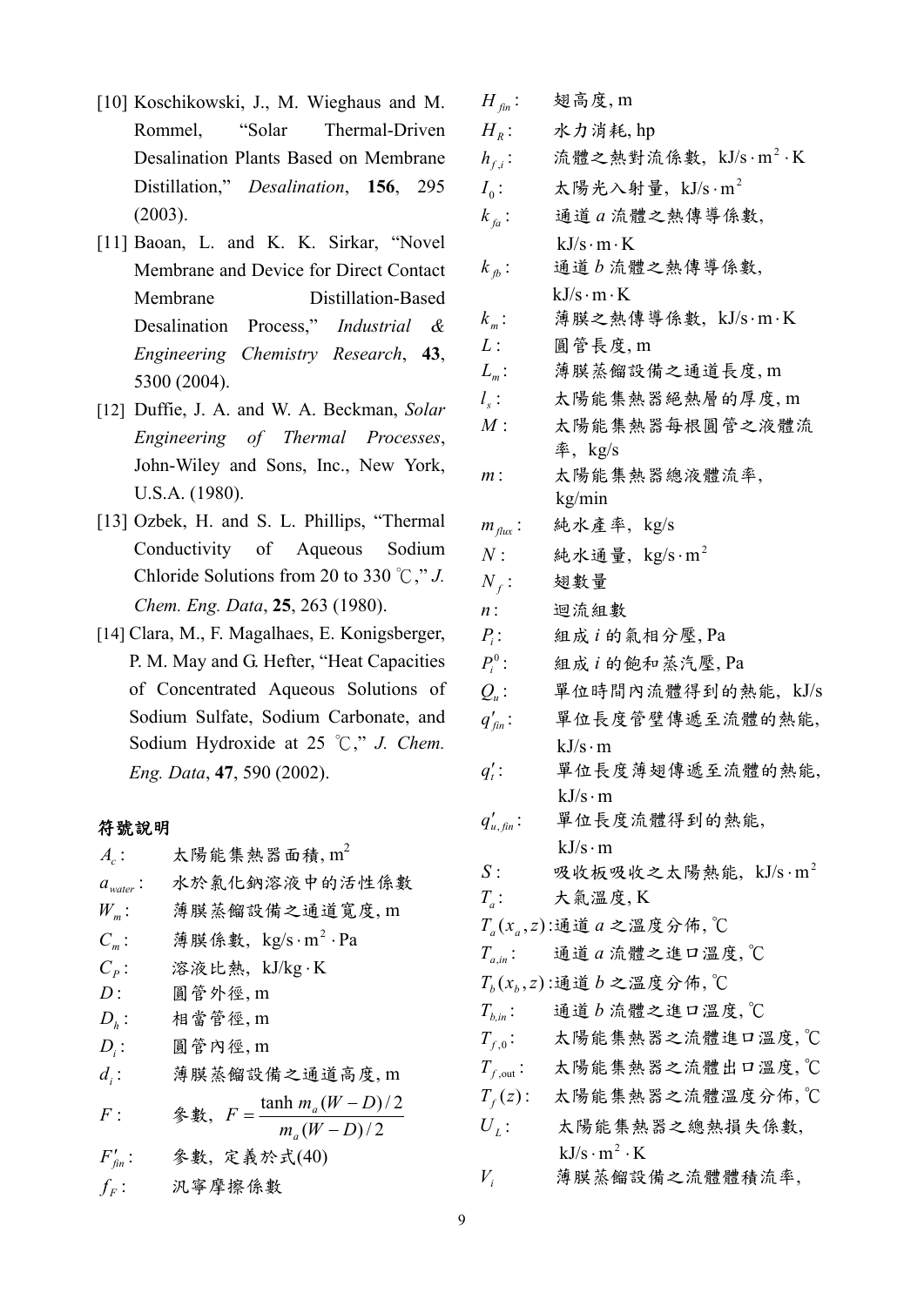[10] Koschikowski, J., M. Wieghaus and M. Rommel, "Solar Thermal-Driven Desalination Plants Based on Membrane Distillation," *Desalination*, **156**, 295 (2003).

[11] Baoan, L. and K. K. Sirkar, "Novel Membrane and Device for Direct Contact Membrane Distillation-Based Desalination Process," *Industrial & Engineering Chemistry Research*, **43**, 5300 (2004).

[12] Duffie, J. A. and W. A. Beckman, *Solar Engineering of Thermal Processes*, John-Wiley and Sons, Inc., New York, U.S.A. (1980).

[13] Ozbek, H. and S. L. Phillips, "Thermal Conductivity of Aqueous Sodium Chloride Solutions from 20 to 330 ℃," *J. Chem. Eng. Data*, **25**, 263 (1980).

[14] Clara, M., F. Magalhaes, E. Konigsberger, P. M. May and G. Hefter, "Heat Capacities of Concentrated Aqueous Solutions of Sodium Sulfate, Sodium Carbonate, and Sodium Hydroxide at 25 ℃," *J. Chem. Eng. Data*, **47**, 590 (2002).

## 符號說明

$A_c$: 太陽能集熱器面積, $m^2$

$a_{water}$: 水於氯化鈉溶液中的活性係數

$W_m$: 薄膜蒸餾設備之通道寬度, m

$C_m$: 薄膜係數, $kg/s \cdot m^2 \cdot Pa$

$C_P$: 溶液比熱, $kJ/kg \cdot K$

$D$: 圓管外徑, m

$D_h$: 相當管徑, m

$D_i$: 圓管內徑, m

$d_i$: 薄膜蒸餾設備之通道高度, m

$F$: 參數, $F = \dfrac{\tanh m_a (W-D)/2}{m_a (W-D)/2}$

$F'_{fin}$: 參數, 定義於式(40)

$f_F$: 汎寧摩擦係數

$H_{fin}$: 翅高度, m

$H_R$: 水力消耗, hp

$h_{f,i}$: 流體之熱對流係數, $kJ/s \cdot m^2 \cdot K$

$I_0$: 太陽光入射量, $kJ/s \cdot m^2$

$k_{fa}$: 通道 $a$ 流體之熱傳導係數, $kJ/s \cdot m \cdot K$

$k_{fb}$: 通道 $b$ 流體之熱傳導係數, $kJ/s \cdot m \cdot K$

$k_m$: 薄膜之熱傳導係數, $kJ/s \cdot m \cdot K$

$L$: 圓管長度, m

$L_m$: 薄膜蒸餾設備之通道長度, m

$l_s$: 太陽能集熱器絕熱層的厚度, m

$M$: 太陽能集熱器每根圓管之液體流率, kg/s

$m$: 太陽能集熱器總液體流率, kg/min

$m_{flux}$: 純水產率, kg/s

$N$: 純水通量, $kg/s \cdot m^2$

$N_f$: 翅數量

$n$: 迴流組數

$P_i$: 組成 $i$ 的氣相分壓, Pa

$P_i^0$: 組成 $i$ 的飽和蒸汽壓, Pa

$Q_u$: 單位時間內流體得到的熱能, kJ/s

$q'_{fin}$: 單位長度管壁傳遞至流體的熱能, $kJ/s \cdot m$

$q'_t$: 單位長度薄翅傳遞至流體的熱能, $kJ/s \cdot m$

$q'_{u,fin}$: 單位長度流體得到的熱能, $kJ/s \cdot m$

$S$: 吸收板吸收之太陽熱能, $kJ/s \cdot m^2$

$T_a$: 大氣溫度, K

$T_a(x_a, z)$: 通道 $a$ 之溫度分佈, ℃

$T_{a,in}$: 通道 $a$ 流體之進口溫度, ℃

$T_b(x_b, z)$: 通道 $b$ 之溫度分佈, ℃

$T_{b,in}$: 通道 $b$ 流體之進口溫度, ℃

$T_{f,0}$: 太陽能集熱器之流體進口溫度, ℃

$T_{f,out}$: 太陽能集熱器之流體出口溫度, ℃

$T_f(z)$: 太陽能集熱器之流體溫度分佈, ℃

$U_L$: 太陽能集熱器之總熱損失係數, $kJ/s \cdot m^2 \cdot K$

$V_i$ 薄膜蒸餾設備之流體體積流率,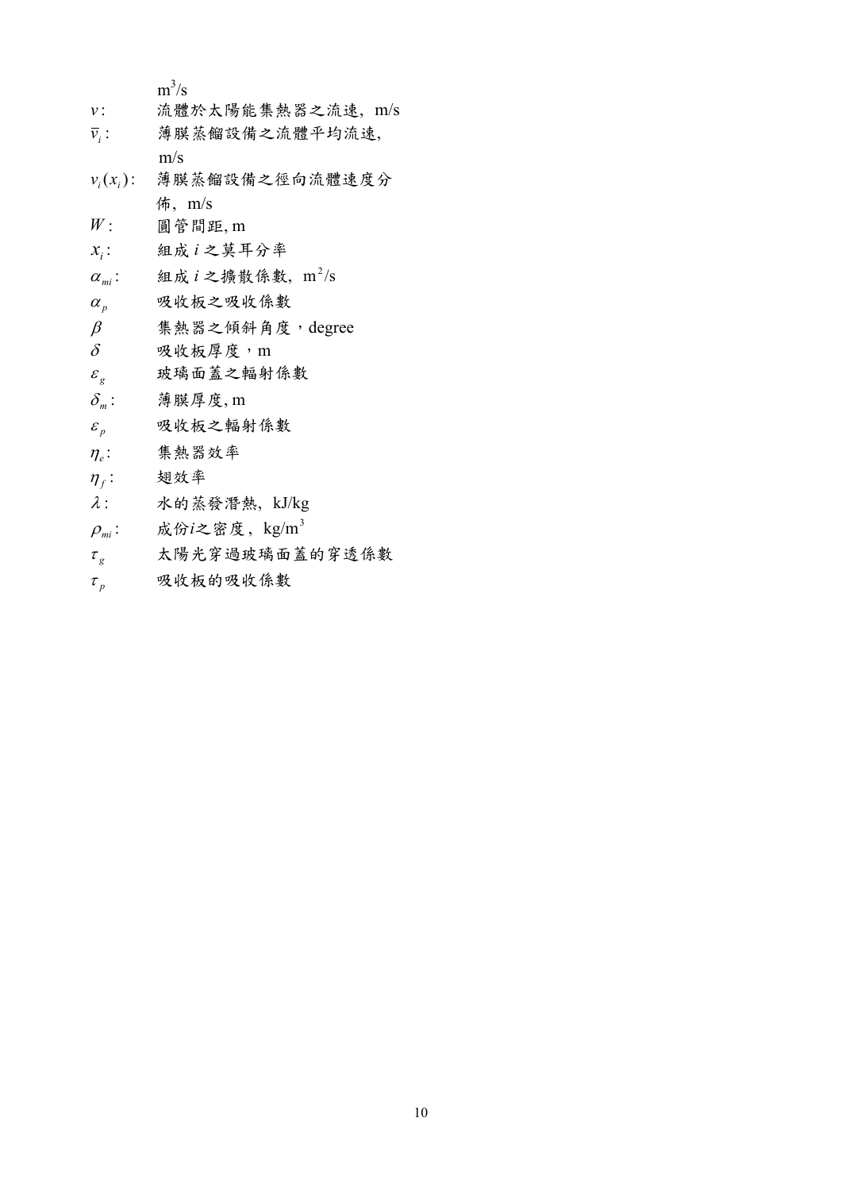m$^3$/s

$v$: 流體於太陽能集熱器之流速, m/s

$\bar{v}_i$: 薄膜蒸餾設備之流體平均流速, m/s

$v_i(x_i)$: 薄膜蒸餾設備之徑向流體速度分佈, m/s

$W$: 圓管間距, m

$x_i$: 組成 $i$ 之莫耳分率

$\alpha_{mi}$: 組成 $i$ 之擴散係數, m$^2$/s

$\alpha_p$ 吸收板之吸收係數

$\beta$ 集熱器之傾斜角度，degree

$\delta$ 吸收板厚度，m

$\varepsilon_g$ 玻璃面蓋之輻射係數

$\delta_m$: 薄膜厚度, m

$\varepsilon_p$ 吸收板之輻射係數

$\eta_e$: 集熱器效率

$\eta_f$: 翅效率

$\lambda$: 水的蒸發潛熱, kJ/kg

$\rho_{mi}$: 成份$i$之密度, kg/m$^3$

$\tau_g$ 太陽光穿過玻璃面蓋的穿透係數

$\tau_p$ 吸收板的吸收係數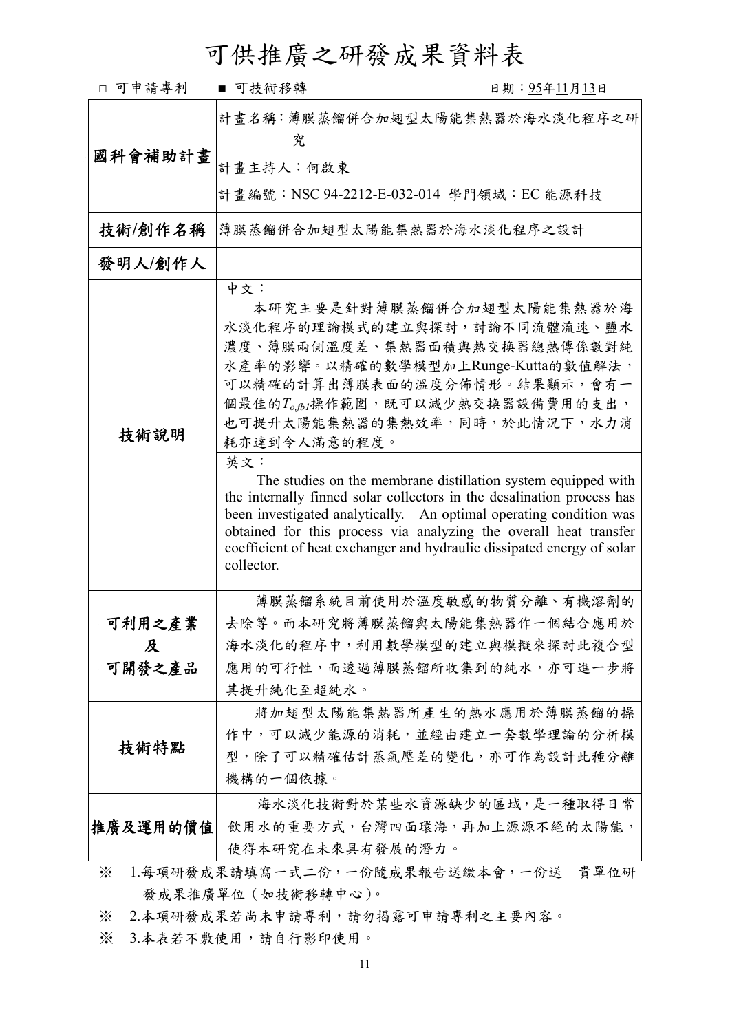# 可供推廣之研發成果資料表

□ 可申請專利　■ 可技術移轉　日期：95年11月13日

| | |
|---|---|
| **國科會補助計畫** | 計畫名稱：薄膜蒸餾併合加翅型太陽能集熱器於海水淡化程序之研究<br>計畫主持人：何啟東<br>計畫編號：NSC 94-2212-E-032-014 學門領域：EC 能源科技 |
| **技術/創作名稱** | 薄膜蒸餾併合加翅型太陽能集熱器於海水淡化程序之設計 |
| **發明人/創作人** | |
| **技術說明** | 中文：<br>本研究主要是針對薄膜蒸餾併合加翅型太陽能集熱器於海水淡化程序的理論模式的建立與探討，討論不同流體流速、鹽水濃度、薄膜兩側溫度差、集熱器面積與熱交換器總熱傳係數對純水產率的影響。以精確的數學模型加上Runge-Kutta的數值解法，可以精確的計算出薄膜表面的溫度分佈情形。結果顯示，會有一個最佳的$T_{o,fb1}$操作範圍，既可以減少熱交換器設備費用的支出，也可提升太陽能集熱器的集熱效率，同時，於此情況下，水力消耗亦達到令人滿意的程度。<br>英文：<br>The studies on the membrane distillation system equipped with the internally finned solar collectors in the desalination process has been investigated analytically. An optimal operating condition was obtained for this process via analyzing the overall heat transfer coefficient of heat exchanger and hydraulic dissipated energy of solar collector. |
| **可利用之產業及可開發之產品** | 薄膜蒸餾系統目前使用於溫度敏感的物質分離、有機溶劑的去除等。而本研究將薄膜蒸餾與太陽能集熱器作一個結合應用於海水淡化的程序中，利用數學模型的建立與模擬來探討此複合型應用的可行性，而透過薄膜蒸餾所收集到的純水，亦可進一步將其提升純化至超純水。 |
| **技術特點** | 將加翅型太陽能集熱器所產生的熱水應用於薄膜蒸餾的操作中，可以減少能源的消耗，並經由建立一套數學理論的分析模型，除了可以精確估計蒸氣壓差的變化，亦可作為設計此種分離機構的一個依據。 |
| **推廣及運用的價值** | 海水淡化技術對於某些水資源缺少的區域，是一種取得日常飲用水的重要方式，台灣四面環海，再加上源源不絕的太陽能，使得本研究在未來具有發展的潛力。 |

※ 1.每項研發成果請填寫一式二份，一份隨成果報告送繳本會，一份送 貴單位研發成果推廣單位（如技術移轉中心）。

※ 2.本項研發成果若尚未申請專利，請勿揭露可申請專利之主要內容。

※ 3.本表若不敷使用，請自行影印使用。